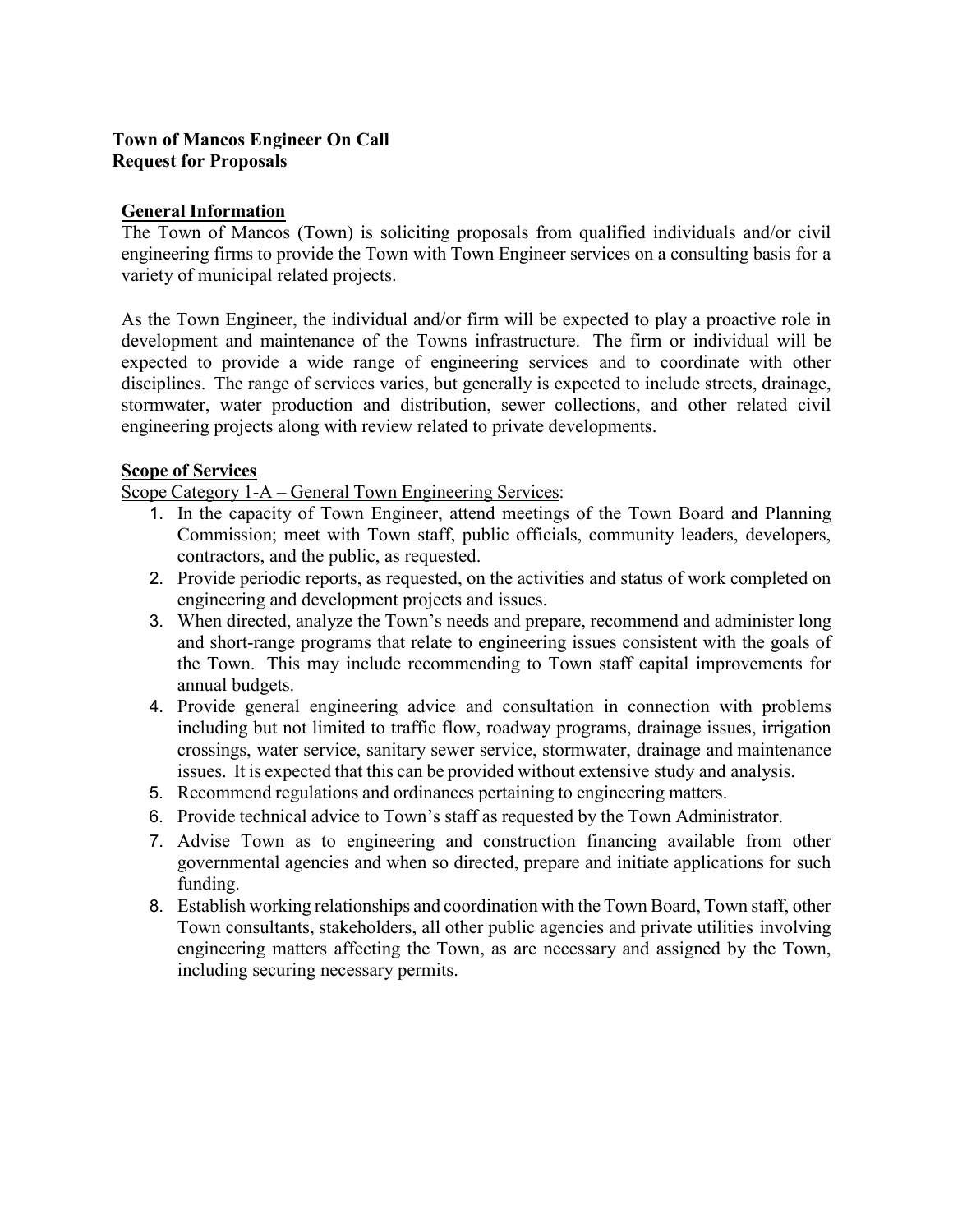**Town of Mancos Engineer On Call**
**Request for Proposals**

## General Information

The Town of Mancos (Town) is soliciting proposals from qualified individuals and/or civil engineering firms to provide the Town with Town Engineer services on a consulting basis for a variety of municipal related projects.

As the Town Engineer, the individual and/or firm will be expected to play a proactive role in development and maintenance of the Towns infrastructure. The firm or individual will be expected to provide a wide range of engineering services and to coordinate with other disciplines. The range of services varies, but generally is expected to include streets, drainage, stormwater, water production and distribution, sewer collections, and other related civil engineering projects along with review related to private developments.

## Scope of Services

Scope Category 1-A – General Town Engineering Services:

1. In the capacity of Town Engineer, attend meetings of the Town Board and Planning Commission; meet with Town staff, public officials, community leaders, developers, contractors, and the public, as requested.
2. Provide periodic reports, as requested, on the activities and status of work completed on engineering and development projects and issues.
3. When directed, analyze the Town's needs and prepare, recommend and administer long and short-range programs that relate to engineering issues consistent with the goals of the Town. This may include recommending to Town staff capital improvements for annual budgets.
4. Provide general engineering advice and consultation in connection with problems including but not limited to traffic flow, roadway programs, drainage issues, irrigation crossings, water service, sanitary sewer service, stormwater, drainage and maintenance issues. It is expected that this can be provided without extensive study and analysis.
5. Recommend regulations and ordinances pertaining to engineering matters.
6. Provide technical advice to Town's staff as requested by the Town Administrator.
7. Advise Town as to engineering and construction financing available from other governmental agencies and when so directed, prepare and initiate applications for such funding.
8. Establish working relationships and coordination with the Town Board, Town staff, other Town consultants, stakeholders, all other public agencies and private utilities involving engineering matters affecting the Town, as are necessary and assigned by the Town, including securing necessary permits.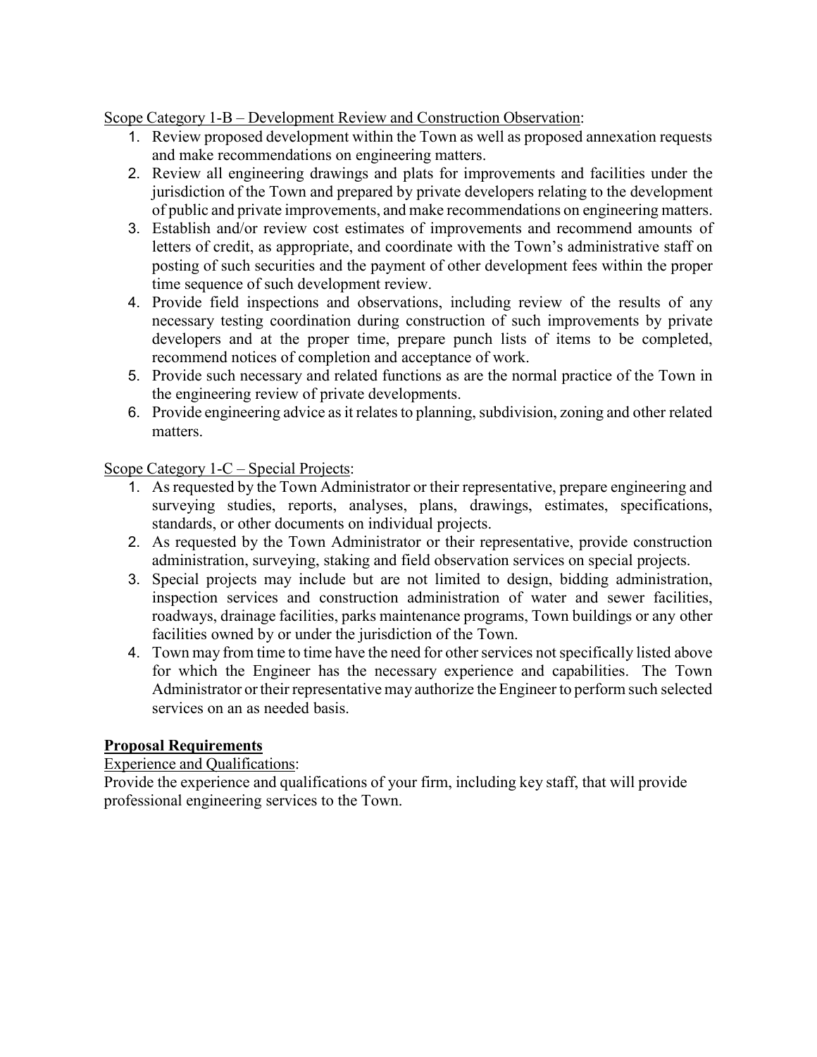Scope Category 1-B – Development Review and Construction Observation:

1. Review proposed development within the Town as well as proposed annexation requests and make recommendations on engineering matters.
2. Review all engineering drawings and plats for improvements and facilities under the jurisdiction of the Town and prepared by private developers relating to the development of public and private improvements, and make recommendations on engineering matters.
3. Establish and/or review cost estimates of improvements and recommend amounts of letters of credit, as appropriate, and coordinate with the Town's administrative staff on posting of such securities and the payment of other development fees within the proper time sequence of such development review.
4. Provide field inspections and observations, including review of the results of any necessary testing coordination during construction of such improvements by private developers and at the proper time, prepare punch lists of items to be completed, recommend notices of completion and acceptance of work.
5. Provide such necessary and related functions as are the normal practice of the Town in the engineering review of private developments.
6. Provide engineering advice as it relates to planning, subdivision, zoning and other related matters.

Scope Category 1-C – Special Projects:

1. As requested by the Town Administrator or their representative, prepare engineering and surveying studies, reports, analyses, plans, drawings, estimates, specifications, standards, or other documents on individual projects.
2. As requested by the Town Administrator or their representative, provide construction administration, surveying, staking and field observation services on special projects.
3. Special projects may include but are not limited to design, bidding administration, inspection services and construction administration of water and sewer facilities, roadways, drainage facilities, parks maintenance programs, Town buildings or any other facilities owned by or under the jurisdiction of the Town.
4. Town may from time to time have the need for other services not specifically listed above for which the Engineer has the necessary experience and capabilities. The Town Administrator or their representative may authorize the Engineer to perform such selected services on an as needed basis.

## Proposal Requirements

Experience and Qualifications:

Provide the experience and qualifications of your firm, including key staff, that will provide professional engineering services to the Town.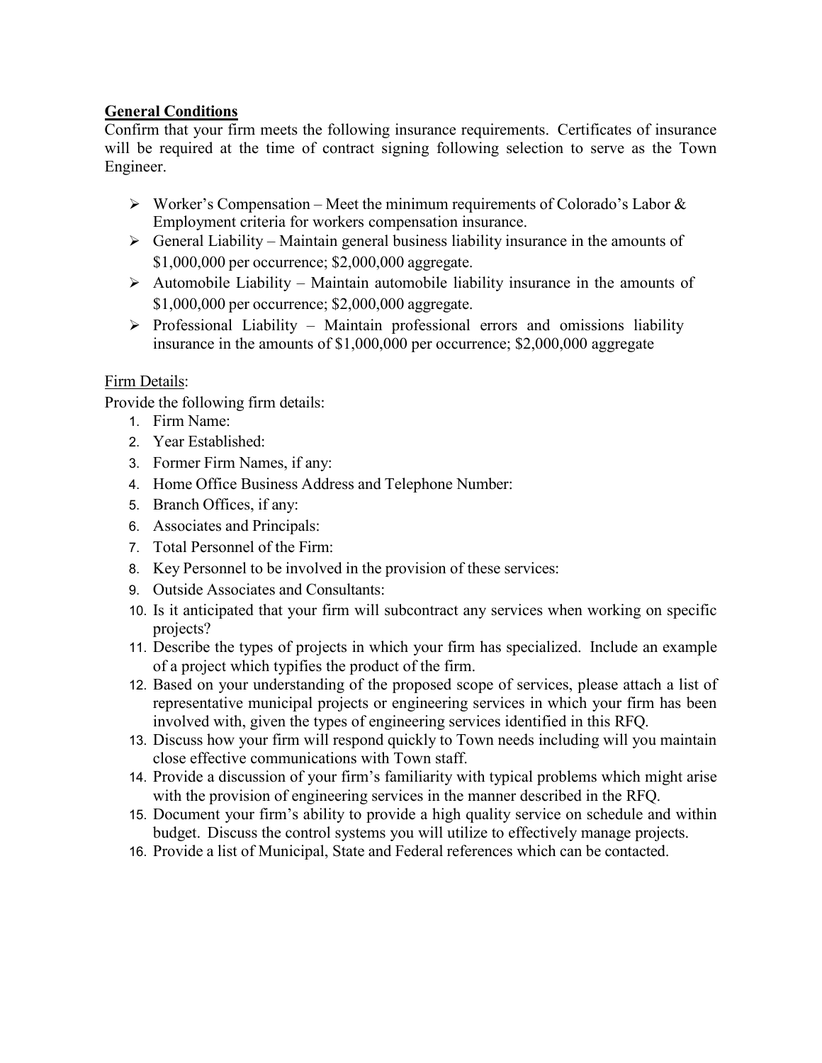**General Conditions**

Confirm that your firm meets the following insurance requirements. Certificates of insurance will be required at the time of contract signing following selection to serve as the Town Engineer.

- Worker's Compensation – Meet the minimum requirements of Colorado's Labor & Employment criteria for workers compensation insurance.
- General Liability – Maintain general business liability insurance in the amounts of $1,000,000 per occurrence; $2,000,000 aggregate.
- Automobile Liability – Maintain automobile liability insurance in the amounts of $1,000,000 per occurrence; $2,000,000 aggregate.
- Professional Liability – Maintain professional errors and omissions liability insurance in the amounts of $1,000,000 per occurrence; $2,000,000 aggregate

Firm Details:

Provide the following firm details:

1. Firm Name:
2. Year Established:
3. Former Firm Names, if any:
4. Home Office Business Address and Telephone Number:
5. Branch Offices, if any:
6. Associates and Principals:
7. Total Personnel of the Firm:
8. Key Personnel to be involved in the provision of these services:
9. Outside Associates and Consultants:
10. Is it anticipated that your firm will subcontract any services when working on specific projects?
11. Describe the types of projects in which your firm has specialized. Include an example of a project which typifies the product of the firm.
12. Based on your understanding of the proposed scope of services, please attach a list of representative municipal projects or engineering services in which your firm has been involved with, given the types of engineering services identified in this RFQ.
13. Discuss how your firm will respond quickly to Town needs including will you maintain close effective communications with Town staff.
14. Provide a discussion of your firm's familiarity with typical problems which might arise with the provision of engineering services in the manner described in the RFQ.
15. Document your firm's ability to provide a high quality service on schedule and within budget. Discuss the control systems you will utilize to effectively manage projects.
16. Provide a list of Municipal, State and Federal references which can be contacted.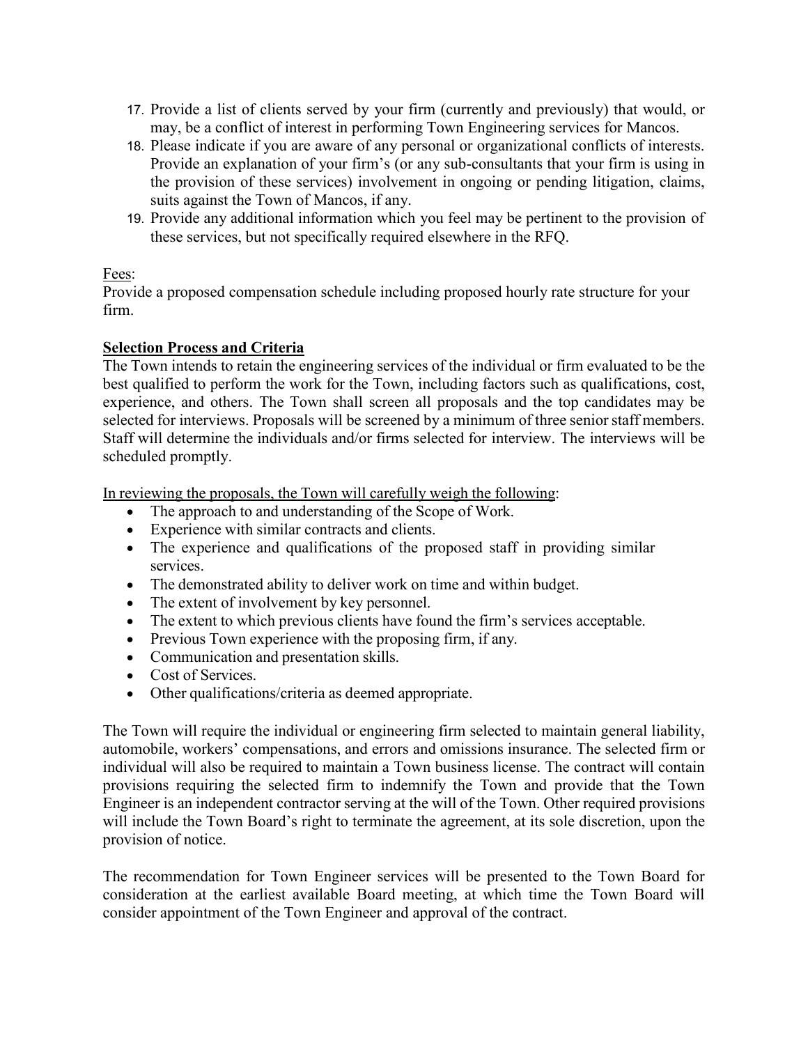17. Provide a list of clients served by your firm (currently and previously) that would, or may, be a conflict of interest in performing Town Engineering services for Mancos.
18. Please indicate if you are aware of any personal or organizational conflicts of interests. Provide an explanation of your firm's (or any sub-consultants that your firm is using in the provision of these services) involvement in ongoing or pending litigation, claims, suits against the Town of Mancos, if any.
19. Provide any additional information which you feel may be pertinent to the provision of these services, but not specifically required elsewhere in the RFQ.

Fees:
Provide a proposed compensation schedule including proposed hourly rate structure for your firm.

**Selection Process and Criteria**

The Town intends to retain the engineering services of the individual or firm evaluated to be the best qualified to perform the work for the Town, including factors such as qualifications, cost, experience, and others. The Town shall screen all proposals and the top candidates may be selected for interviews. Proposals will be screened by a minimum of three senior staff members. Staff will determine the individuals and/or firms selected for interview. The interviews will be scheduled promptly.

In reviewing the proposals, the Town will carefully weigh the following:

- The approach to and understanding of the Scope of Work.
- Experience with similar contracts and clients.
- The experience and qualifications of the proposed staff in providing similar services.
- The demonstrated ability to deliver work on time and within budget.
- The extent of involvement by key personnel.
- The extent to which previous clients have found the firm's services acceptable.
- Previous Town experience with the proposing firm, if any.
- Communication and presentation skills.
- Cost of Services.
- Other qualifications/criteria as deemed appropriate.

The Town will require the individual or engineering firm selected to maintain general liability, automobile, workers' compensations, and errors and omissions insurance. The selected firm or individual will also be required to maintain a Town business license. The contract will contain provisions requiring the selected firm to indemnify the Town and provide that the Town Engineer is an independent contractor serving at the will of the Town. Other required provisions will include the Town Board's right to terminate the agreement, at its sole discretion, upon the provision of notice.

The recommendation for Town Engineer services will be presented to the Town Board for consideration at the earliest available Board meeting, at which time the Town Board will consider appointment of the Town Engineer and approval of the contract.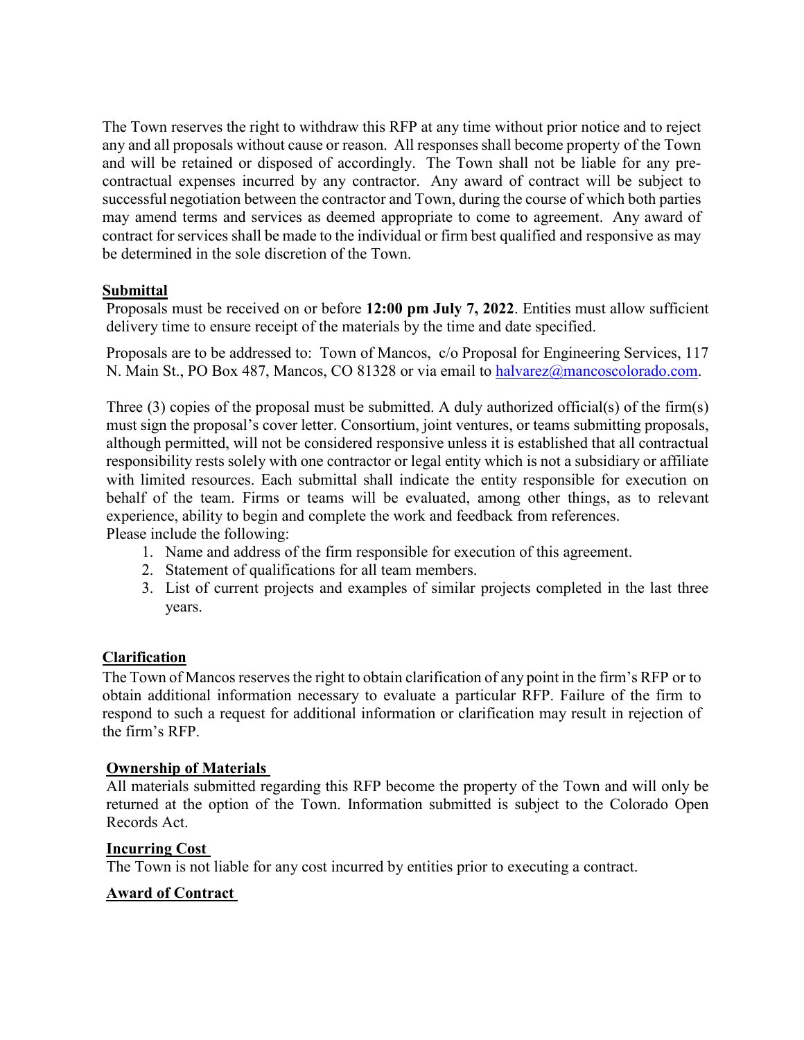The Town reserves the right to withdraw this RFP at any time without prior notice and to reject any and all proposals without cause or reason. All responses shall become property of the Town and will be retained or disposed of accordingly. The Town shall not be liable for any pre-contractual expenses incurred by any contractor. Any award of contract will be subject to successful negotiation between the contractor and Town, during the course of which both parties may amend terms and services as deemed appropriate to come to agreement. Any award of contract for services shall be made to the individual or firm best qualified and responsive as may be determined in the sole discretion of the Town.

**Submittal**

Proposals must be received on or before **12:00 pm July 7, 2022**. Entities must allow sufficient delivery time to ensure receipt of the materials by the time and date specified.

Proposals are to be addressed to: Town of Mancos, c/o Proposal for Engineering Services, 117 N. Main St., PO Box 487, Mancos, CO 81328 or via email to halvarez@mancoscolorado.com.

Three (3) copies of the proposal must be submitted. A duly authorized official(s) of the firm(s) must sign the proposal's cover letter. Consortium, joint ventures, or teams submitting proposals, although permitted, will not be considered responsive unless it is established that all contractual responsibility rests solely with one contractor or legal entity which is not a subsidiary or affiliate with limited resources. Each submittal shall indicate the entity responsible for execution on behalf of the team. Firms or teams will be evaluated, among other things, as to relevant experience, ability to begin and complete the work and feedback from references.
Please include the following:

1. Name and address of the firm responsible for execution of this agreement.
2. Statement of qualifications for all team members.
3. List of current projects and examples of similar projects completed in the last three years.

**Clarification**

The Town of Mancos reserves the right to obtain clarification of any point in the firm's RFP or to obtain additional information necessary to evaluate a particular RFP. Failure of the firm to respond to such a request for additional information or clarification may result in rejection of the firm's RFP.

**Ownership of Materials**

All materials submitted regarding this RFP become the property of the Town and will only be returned at the option of the Town. Information submitted is subject to the Colorado Open Records Act.

**Incurring Cost**

The Town is not liable for any cost incurred by entities prior to executing a contract.

**Award of Contract**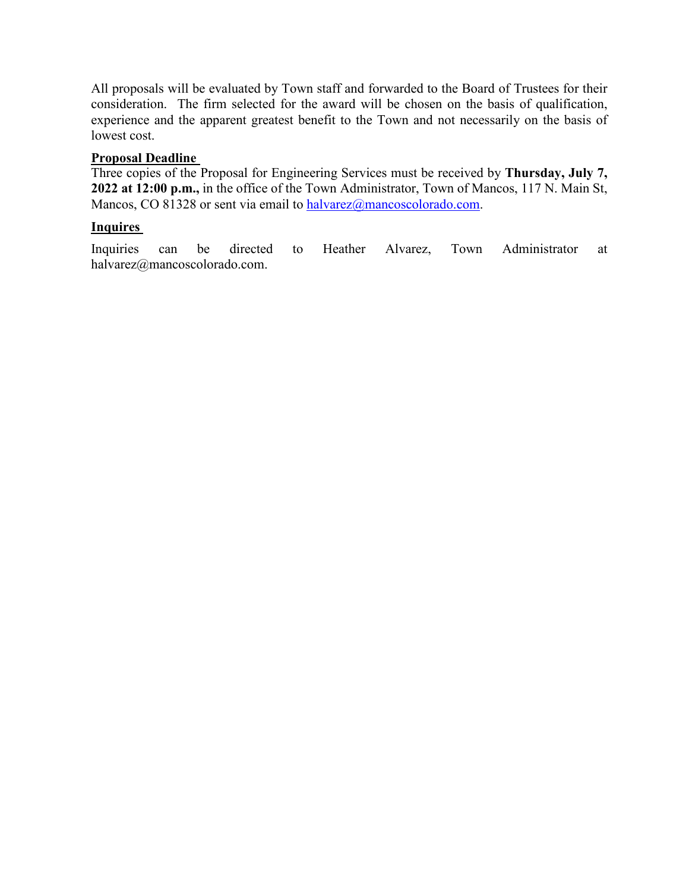All proposals will be evaluated by Town staff and forwarded to the Board of Trustees for their consideration. The firm selected for the award will be chosen on the basis of qualification, experience and the apparent greatest benefit to the Town and not necessarily on the basis of lowest cost.

**Proposal Deadline**

Three copies of the Proposal for Engineering Services must be received by **Thursday, July 7, 2022 at 12:00 p.m.,** in the office of the Town Administrator, Town of Mancos, 117 N. Main St, Mancos, CO 81328 or sent via email to halvarez@mancoscolorado.com.

**Inquires**

Inquiries can be directed to Heather Alvarez, Town Administrator at halvarez@mancoscolorado.com.